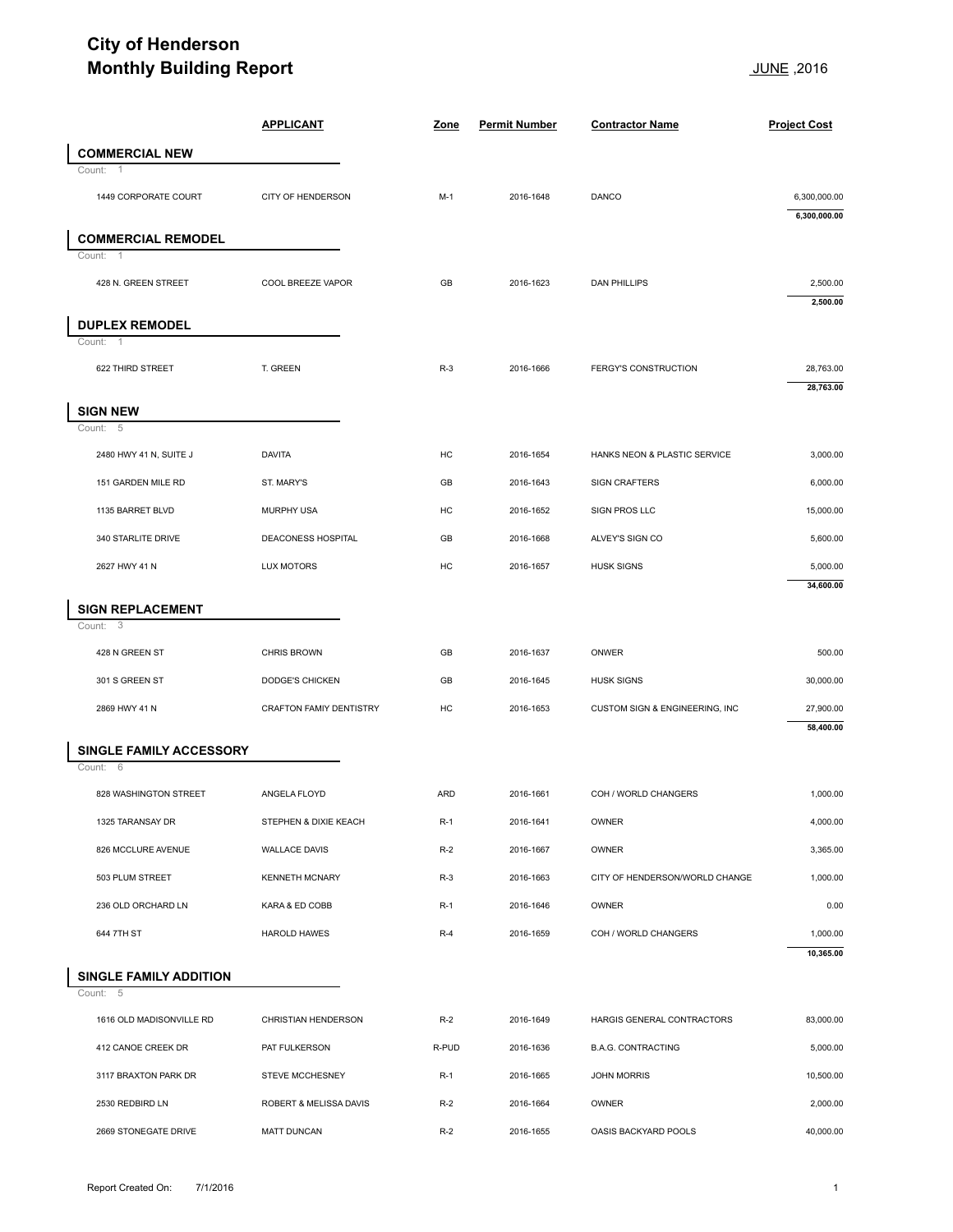# City of Henderson
## Monthly Building Report

JUNE ,2016

| | APPLICANT | Zone | Permit Number | Contractor Name | Project Cost |
|---|---|---|---|---|---|
| **COMMERCIAL NEW** | | | | | |
| Count: 1 | | | | | |
| 1449 CORPORATE COURT | CITY OF HENDERSON | M-1 | 2016-1648 | DANCO | 6,300,000.00 |
| | | | | | **6,300,000.00** |
| **COMMERCIAL REMODEL** | | | | | |
| Count: 1 | | | | | |
| 428 N. GREEN STREET | COOL BREEZE VAPOR | GB | 2016-1623 | DAN PHILLIPS | 2,500.00 |
| | | | | | **2,500.00** |
| **DUPLEX REMODEL** | | | | | |
| Count: 1 | | | | | |
| 622 THIRD STREET | T. GREEN | R-3 | 2016-1666 | FERGY'S CONSTRUCTION | 28,763.00 |
| | | | | | **28,763.00** |
| **SIGN NEW** | | | | | |
| Count: 5 | | | | | |
| 2480 HWY 41 N, SUITE J | DAVITA | HC | 2016-1654 | HANKS NEON & PLASTIC SERVICE | 3,000.00 |
| 151 GARDEN MILE RD | ST. MARY'S | GB | 2016-1643 | SIGN CRAFTERS | 6,000.00 |
| 1135 BARRET BLVD | MURPHY USA | HC | 2016-1652 | SIGN PROS LLC | 15,000.00 |
| 340 STARLITE DRIVE | DEACONESS HOSPITAL | GB | 2016-1668 | ALVEY'S SIGN CO | 5,600.00 |
| 2627 HWY 41 N | LUX MOTORS | HC | 2016-1657 | HUSK SIGNS | 5,000.00 |
| | | | | | **34,600.00** |
| **SIGN REPLACEMENT** | | | | | |
| Count: 3 | | | | | |
| 428 N GREEN ST | CHRIS BROWN | GB | 2016-1637 | ONWER | 500.00 |
| 301 S GREEN ST | DODGE'S CHICKEN | GB | 2016-1645 | HUSK SIGNS | 30,000.00 |
| 2869 HWY 41 N | CRAFTON FAMIY DENTISTRY | HC | 2016-1653 | CUSTOM SIGN & ENGINEERING, INC | 27,900.00 |
| | | | | | **58,400.00** |
| **SINGLE FAMILY ACCESSORY** | | | | | |
| Count: 6 | | | | | |
| 828 WASHINGTON STREET | ANGELA FLOYD | ARD | 2016-1661 | COH / WORLD CHANGERS | 1,000.00 |
| 1325 TARANSAY DR | STEPHEN & DIXIE KEACH | R-1 | 2016-1641 | OWNER | 4,000.00 |
| 826 MCCLURE AVENUE | WALLACE DAVIS | R-2 | 2016-1667 | OWNER | 3,365.00 |
| 503 PLUM STREET | KENNETH MCNARY | R-3 | 2016-1663 | CITY OF HENDERSON/WORLD CHANGE | 1,000.00 |
| 236 OLD ORCHARD LN | KARA & ED COBB | R-1 | 2016-1646 | OWNER | 0.00 |
| 644 7TH ST | HAROLD HAWES | R-4 | 2016-1659 | COH / WORLD CHANGERS | 1,000.00 |
| | | | | | **10,365.00** |
| **SINGLE FAMILY ADDITION** | | | | | |
| Count: 5 | | | | | |
| 1616 OLD MADISONVILLE RD | CHRISTIAN HENDERSON | R-2 | 2016-1649 | HARGIS GENERAL CONTRACTORS | 83,000.00 |
| 412 CANOE CREEK DR | PAT FULKERSON | R-PUD | 2016-1636 | B.A.G. CONTRACTING | 5,000.00 |
| 3117 BRAXTON PARK DR | STEVE MCCHESNEY | R-1 | 2016-1665 | JOHN MORRIS | 10,500.00 |
| 2530 REDBIRD LN | ROBERT & MELISSA DAVIS | R-2 | 2016-1664 | OWNER | 2,000.00 |
| 2669 STONEGATE DRIVE | MATT DUNCAN | R-2 | 2016-1655 | OASIS BACKYARD POOLS | 40,000.00 |

Report Created On: 7/1/2016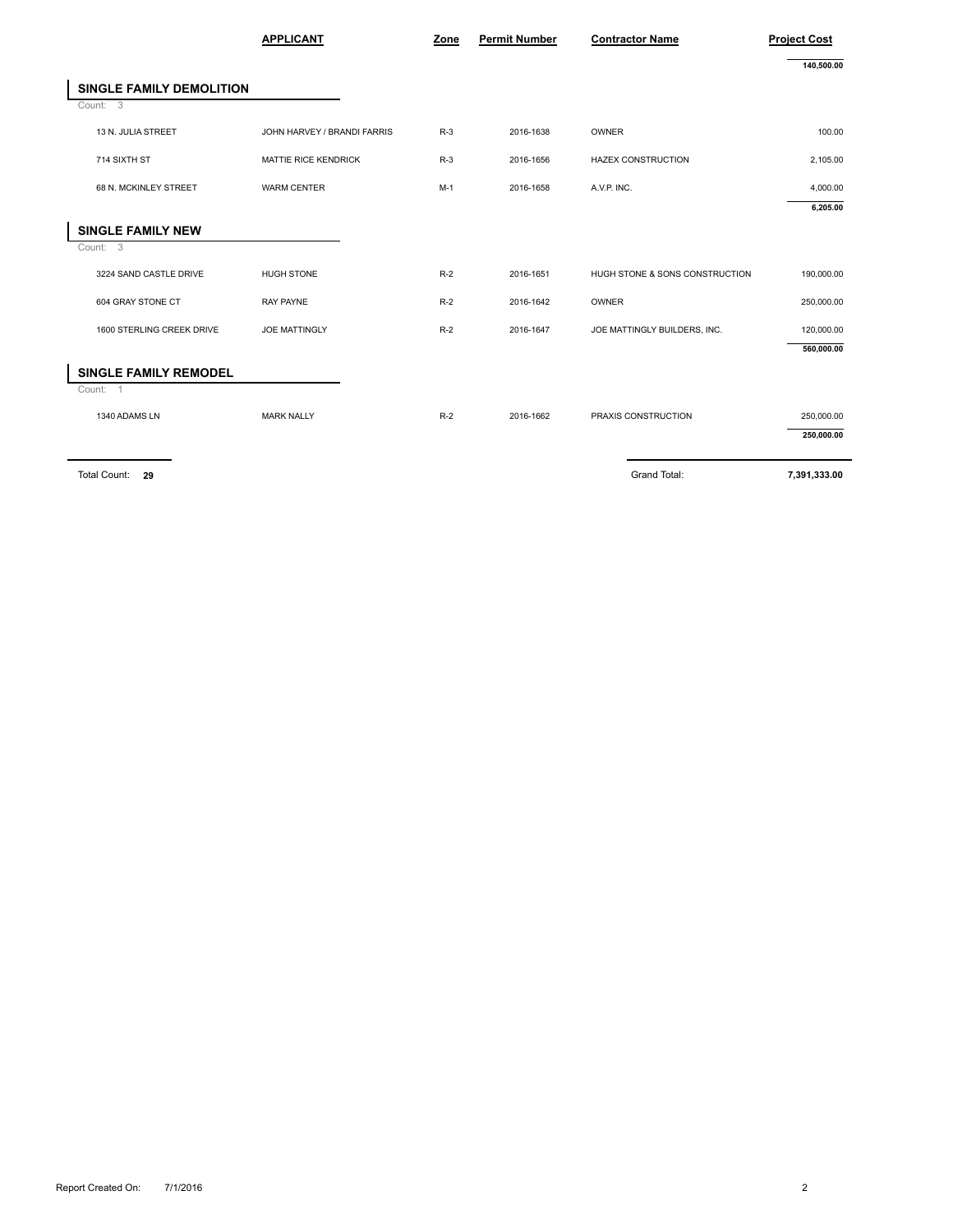| | APPLICANT | Zone | Permit Number | Contractor Name | Project Cost |
|---|---|---|---|---|---|
| | | | | | **140,500.00** |

## SINGLE FAMILY DEMOLITION

Count: 3

| | APPLICANT | Zone | Permit Number | Contractor Name | Project Cost |
|---|---|---|---|---|---|
| 13 N. JULIA STREET | JOHN HARVEY / BRANDI FARRIS | R-3 | 2016-1638 | OWNER | 100.00 |
| 714 SIXTH ST | MATTIE RICE KENDRICK | R-3 | 2016-1656 | HAZEX CONSTRUCTION | 2,105.00 |
| 68 N. MCKINLEY STREET | WARM CENTER | M-1 | 2016-1658 | A.V.P. INC. | 4,000.00 |
| | | | | | **6,205.00** |

## SINGLE FAMILY NEW

Count: 3

| | APPLICANT | Zone | Permit Number | Contractor Name | Project Cost |
|---|---|---|---|---|---|
| 3224 SAND CASTLE DRIVE | HUGH STONE | R-2 | 2016-1651 | HUGH STONE & SONS CONSTRUCTION | 190,000.00 |
| 604 GRAY STONE CT | RAY PAYNE | R-2 | 2016-1642 | OWNER | 250,000.00 |
| 1600 STERLING CREEK DRIVE | JOE MATTINGLY | R-2 | 2016-1647 | JOE MATTINGLY BUILDERS, INC. | 120,000.00 |
| | | | | | **560,000.00** |

## SINGLE FAMILY REMODEL

Count: 1

| | APPLICANT | Zone | Permit Number | Contractor Name | Project Cost |
|---|---|---|---|---|---|
| 1340 ADAMS LN | MARK NALLY | R-2 | 2016-1662 | PRAXIS CONSTRUCTION | 250,000.00 |
| | | | | | **250,000.00** |

Total Count: **29**

Grand Total: **7,391,333.00**

Report Created On: 7/1/2016